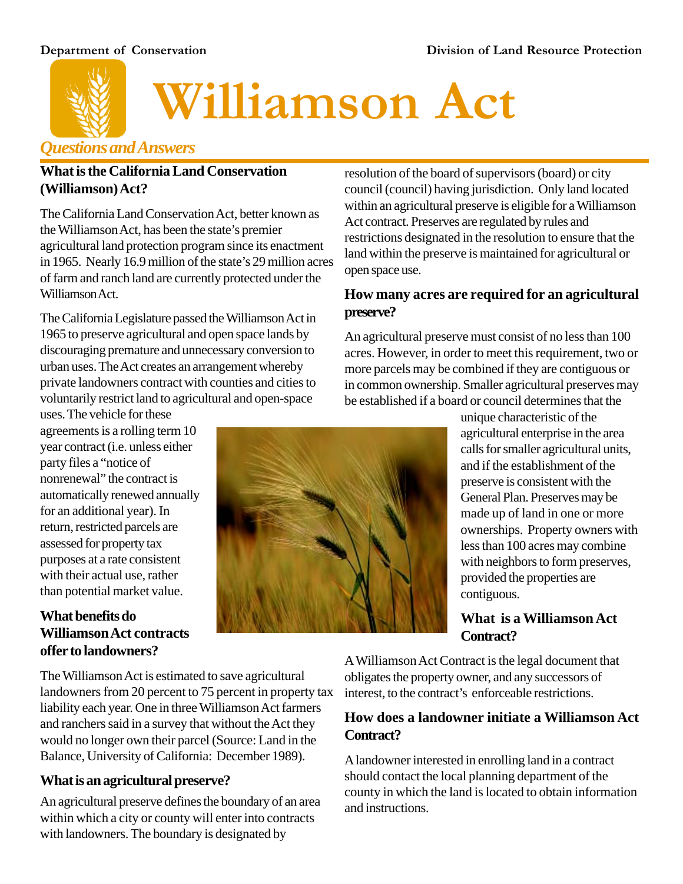Department of Conservation

Division of Land Resource Protection

# Williamson Act

*Questions and Answers*

### What is the California Land Conservation (Williamson) Act?

The California Land Conservation Act, better known as the Williamson Act, has been the state's premier agricultural land protection program since its enactment in 1965. Nearly 16.9 million of the state's 29 million acres of farm and ranch land are currently protected under the Williamson Act.

The California Legislature passed the Williamson Act in 1965 to preserve agricultural and open space lands by discouraging premature and unnecessary conversion to urban uses. The Act creates an arrangement whereby private landowners contract with counties and cities to voluntarily restrict land to agricultural and open-space uses. The vehicle for these agreements is a rolling term 10 year contract (i.e. unless either party files a "notice of nonrenewal" the contract is automatically renewed annually for an additional year). In return, restricted parcels are assessed for property tax purposes at a rate consistent with their actual use, rather than potential market value.

### What benefits do Williamson Act contracts offer to landowners?

The Williamson Act is estimated to save agricultural landowners from 20 percent to 75 percent in property tax liability each year. One in three Williamson Act farmers and ranchers said in a survey that without the Act they would no longer own their parcel (Source: Land in the Balance, University of California: December 1989).

### What is an agricultural preserve?

An agricultural preserve defines the boundary of an area within which a city or county will enter into contracts with landowners. The boundary is designated by resolution of the board of supervisors (board) or city council (council) having jurisdiction. Only land located within an agricultural preserve is eligible for a Williamson Act contract. Preserves are regulated by rules and restrictions designated in the resolution to ensure that the land within the preserve is maintained for agricultural or open space use.

### How many acres are required for an agricultural preserve?

An agricultural preserve must consist of no less than 100 acres. However, in order to meet this requirement, two or more parcels may be combined if they are contiguous or in common ownership. Smaller agricultural preserves may be established if a board or council determines that the unique characteristic of the agricultural enterprise in the area calls for smaller agricultural units, and if the establishment of the preserve is consistent with the General Plan. Preserves may be made up of land in one or more ownerships. Property owners with less than 100 acres may combine with neighbors to form preserves, provided the properties are contiguous.

### What is a Williamson Act Contract?

A Williamson Act Contract is the legal document that obligates the property owner, and any successors of interest, to the contract's enforceable restrictions.

### How does a landowner initiate a Williamson Act Contract?

A landowner interested in enrolling land in a contract should contact the local planning department of the county in which the land is located to obtain information and instructions.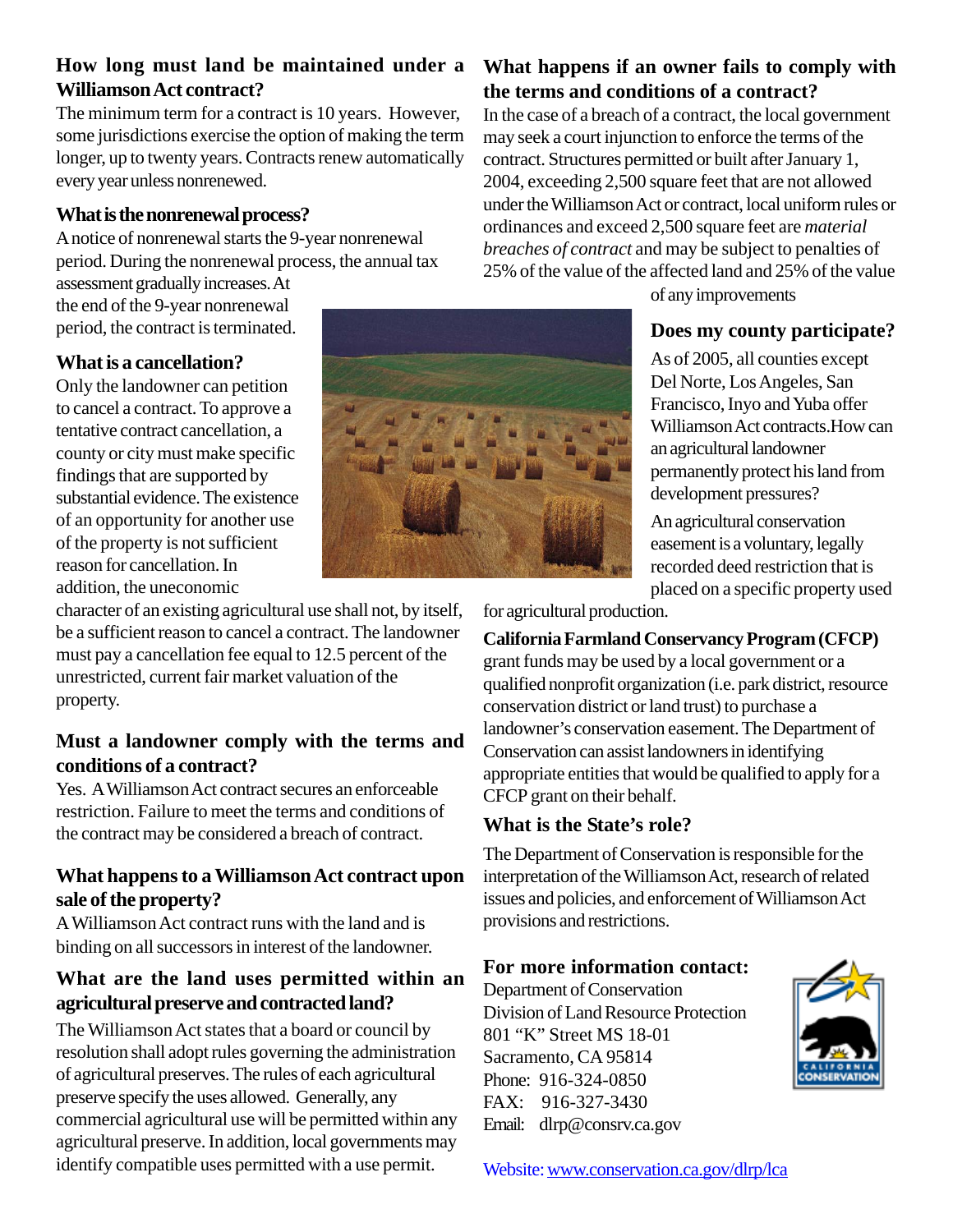## How long must land be maintained under a Williamson Act contract?

The minimum term for a contract is 10 years. However, some jurisdictions exercise the option of making the term longer, up to twenty years. Contracts renew automatically every year unless nonrenewed.

### What is the nonrenewal process?

A notice of nonrenewal starts the 9-year nonrenewal period. During the nonrenewal process, the annual tax assessment gradually increases. At the end of the 9-year nonrenewal period, the contract is terminated.

### What is a cancellation?

Only the landowner can petition to cancel a contract. To approve a tentative contract cancellation, a county or city must make specific findings that are supported by substantial evidence. The existence of an opportunity for another use of the property is not sufficient reason for cancellation. In addition, the uneconomic character of an existing agricultural use shall not, by itself, be a sufficient reason to cancel a contract. The landowner must pay a cancellation fee equal to 12.5 percent of the unrestricted, current fair market valuation of the property.

## Must a landowner comply with the terms and conditions of a contract?

Yes. A Williamson Act contract secures an enforceable restriction. Failure to meet the terms and conditions of the contract may be considered a breach of contract.

## What happens to a Williamson Act contract upon sale of the property?

A Williamson Act contract runs with the land and is binding on all successors in interest of the landowner.

## What are the land uses permitted within an agricultural preserve and contracted land?

The Williamson Act states that a board or council by resolution shall adopt rules governing the administration of agricultural preserves. The rules of each agricultural preserve specify the uses allowed. Generally, any commercial agricultural use will be permitted within any agricultural preserve. In addition, local governments may identify compatible uses permitted with a use permit.

## What happens if an owner fails to comply with the terms and conditions of a contract?

In the case of a breach of a contract, the local government may seek a court injunction to enforce the terms of the contract. Structures permitted or built after January 1, 2004, exceeding 2,500 square feet that are not allowed under the Williamson Act or contract, local uniform rules or ordinances and exceed 2,500 square feet are *material breaches of contract* and may be subject to penalties of 25% of the value of the affected land and 25% of the value of any improvements

## Does my county participate?

As of 2005, all counties except Del Norte, Los Angeles, San Francisco, Inyo and Yuba offer Williamson Act contracts.How can an agricultural landowner permanently protect his land from development pressures?

An agricultural conservation easement is a voluntary, legally recorded deed restriction that is placed on a specific property used for agricultural production.

**California Farmland Conservancy Program (CFCP)** grant funds may be used by a local government or a qualified nonprofit organization (i.e. park district, resource conservation district or land trust) to purchase a landowner's conservation easement. The Department of Conservation can assist landowners in identifying appropriate entities that would be qualified to apply for a CFCP grant on their behalf.

## What is the State's role?

The Department of Conservation is responsible for the interpretation of the Williamson Act, research of related issues and policies, and enforcement of Williamson Act provisions and restrictions.

## For more information contact:

Department of Conservation
Division of Land Resource Protection
801 "K" Street MS 18-01
Sacramento, CA 95814
Phone: 916-324-0850
FAX: 916-327-3430
Email: dlrp@consrv.ca.gov

Website: www.conservation.ca.gov/dlrp/lca